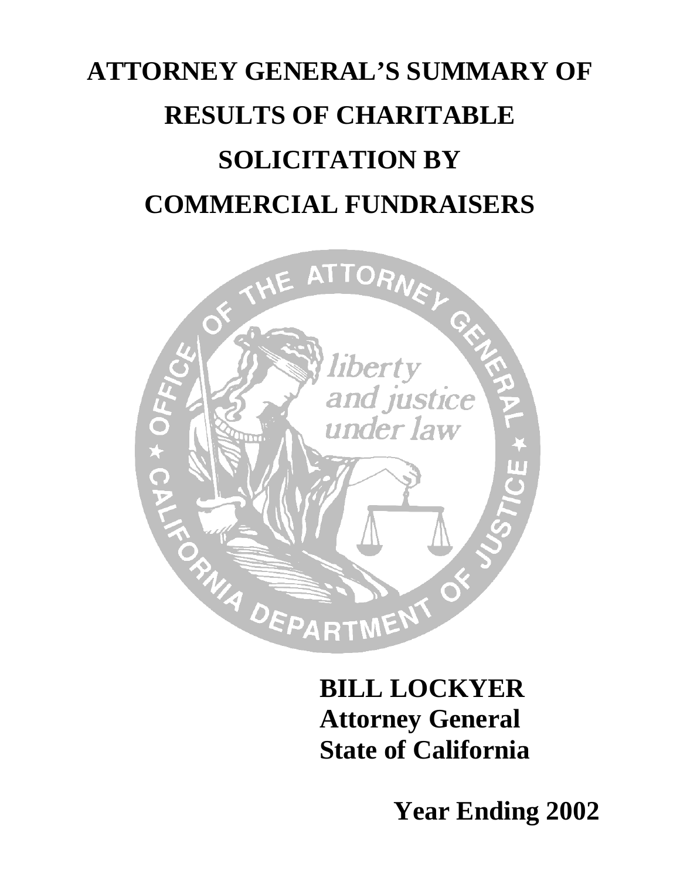# ATTORNEY GENERAL'S SUMMARY OF RESULTS OF CHARITABLE SOLICITATION BY COMMERCIAL FUNDRAISERS

**BILL LOCKYER**
**Attorney General**
**State of California**

**Year Ending 2002**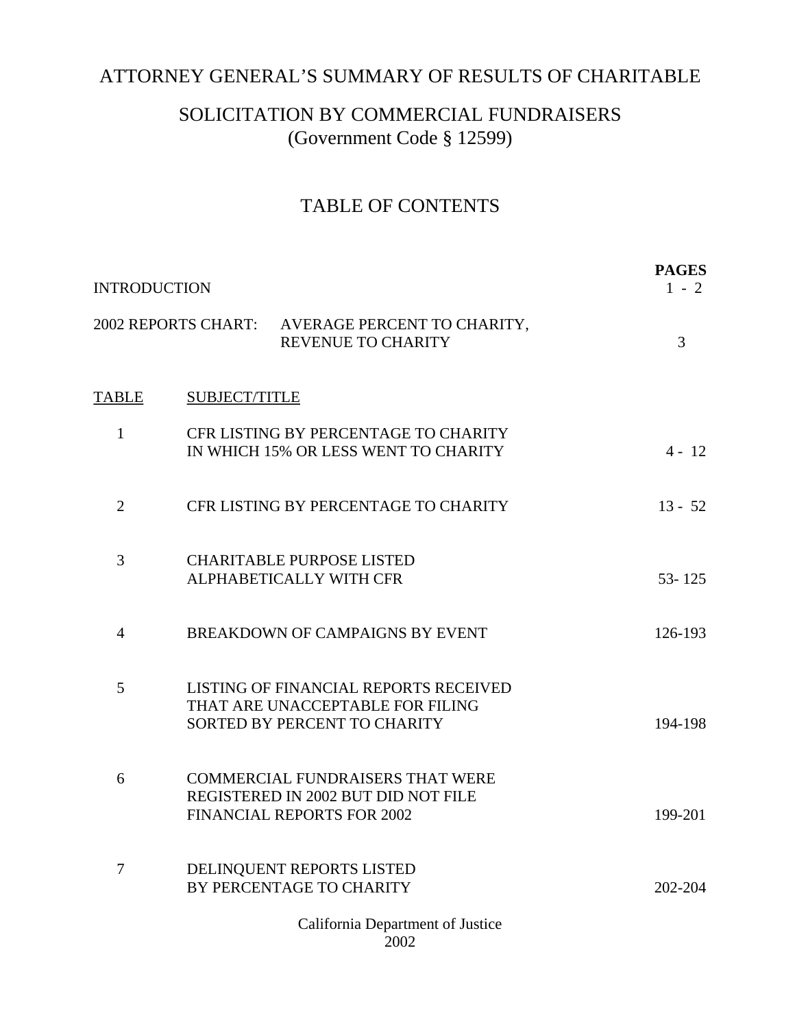# ATTORNEY GENERAL'S SUMMARY OF RESULTS OF CHARITABLE SOLICITATION BY COMMERCIAL FUNDRAISERS

(Government Code § 12599)

## TABLE OF CONTENTS

| | | **PAGES** |
|---|---|---|
| INTRODUCTION | | 1 - 2 |
| 2002 REPORTS CHART: | AVERAGE PERCENT TO CHARITY, REVENUE TO CHARITY | 3 |

| TABLE | SUBJECT/TITLE | PAGES |
|---|---|---|
| 1 | CFR LISTING BY PERCENTAGE TO CHARITY IN WHICH 15% OR LESS WENT TO CHARITY | 4 - 12 |
| 2 | CFR LISTING BY PERCENTAGE TO CHARITY | 13 - 52 |
| 3 | CHARITABLE PURPOSE LISTED ALPHABETICALLY WITH CFR | 53- 125 |
| 4 | BREAKDOWN OF CAMPAIGNS BY EVENT | 126-193 |
| 5 | LISTING OF FINANCIAL REPORTS RECEIVED THAT ARE UNACCEPTABLE FOR FILING SORTED BY PERCENT TO CHARITY | 194-198 |
| 6 | COMMERCIAL FUNDRAISERS THAT WERE REGISTERED IN 2002 BUT DID NOT FILE FINANCIAL REPORTS FOR 2002 | 199-201 |
| 7 | DELINQUENT REPORTS LISTED BY PERCENTAGE TO CHARITY | 202-204 |

California Department of Justice
2002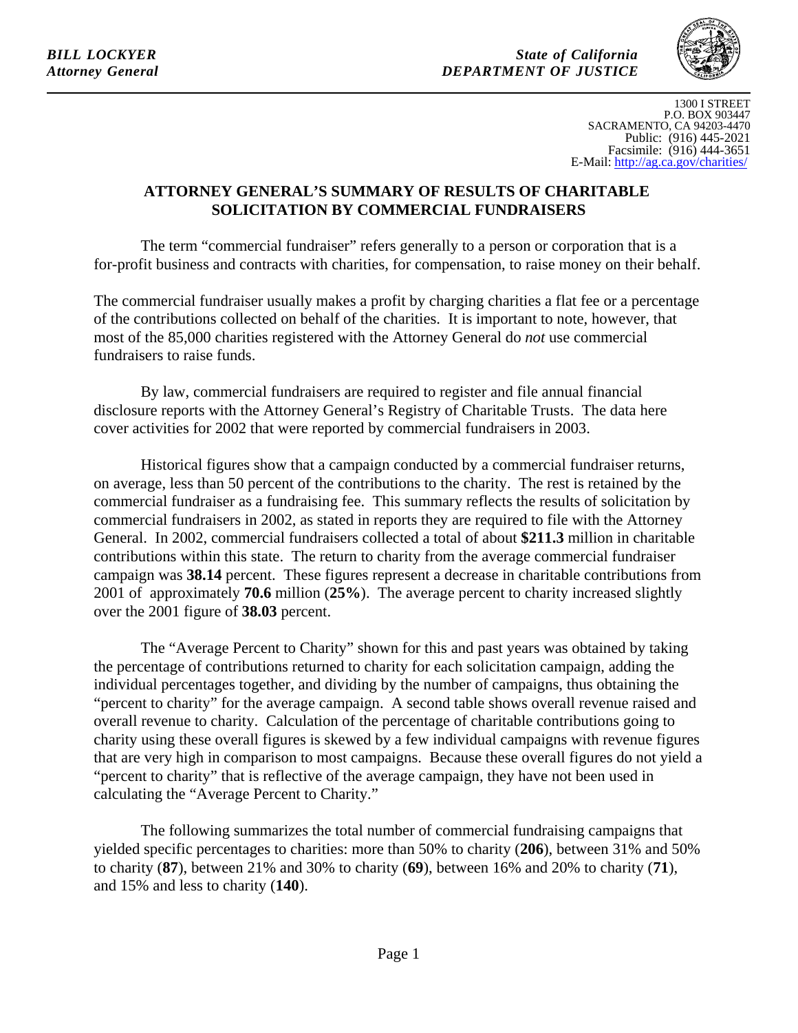*BILL LOCKYER*
*Attorney General*

*State of California*
*DEPARTMENT OF JUSTICE*

1300 I STREET
P.O. BOX 903447
SACRAMENTO, CA 94203-4470
Public: (916) 445-2021
Facsimile: (916) 444-3651
E-Mail: http://ag.ca.gov/charities/

## ATTORNEY GENERAL'S SUMMARY OF RESULTS OF CHARITABLE SOLICITATION BY COMMERCIAL FUNDRAISERS

The term "commercial fundraiser" refers generally to a person or corporation that is a for-profit business and contracts with charities, for compensation, to raise money on their behalf.

The commercial fundraiser usually makes a profit by charging charities a flat fee or a percentage of the contributions collected on behalf of the charities. It is important to note, however, that most of the 85,000 charities registered with the Attorney General do *not* use commercial fundraisers to raise funds.

By law, commercial fundraisers are required to register and file annual financial disclosure reports with the Attorney General's Registry of Charitable Trusts. The data here cover activities for 2002 that were reported by commercial fundraisers in 2003.

Historical figures show that a campaign conducted by a commercial fundraiser returns, on average, less than 50 percent of the contributions to the charity. The rest is retained by the commercial fundraiser as a fundraising fee. This summary reflects the results of solicitation by commercial fundraisers in 2002, as stated in reports they are required to file with the Attorney General. In 2002, commercial fundraisers collected a total of about **$211.3** million in charitable contributions within this state. The return to charity from the average commercial fundraiser campaign was **38.14** percent. These figures represent a decrease in charitable contributions from 2001 of approximately **70.6** million (**25%**). The average percent to charity increased slightly over the 2001 figure of **38.03** percent.

The "Average Percent to Charity" shown for this and past years was obtained by taking the percentage of contributions returned to charity for each solicitation campaign, adding the individual percentages together, and dividing by the number of campaigns, thus obtaining the "percent to charity" for the average campaign. A second table shows overall revenue raised and overall revenue to charity. Calculation of the percentage of charitable contributions going to charity using these overall figures is skewed by a few individual campaigns with revenue figures that are very high in comparison to most campaigns. Because these overall figures do not yield a "percent to charity" that is reflective of the average campaign, they have not been used in calculating the "Average Percent to Charity."

The following summarizes the total number of commercial fundraising campaigns that yielded specific percentages to charities: more than 50% to charity (**206**), between 31% and 50% to charity (**87**), between 21% and 30% to charity (**69**), between 16% and 20% to charity (**71**), and 15% and less to charity (**140**).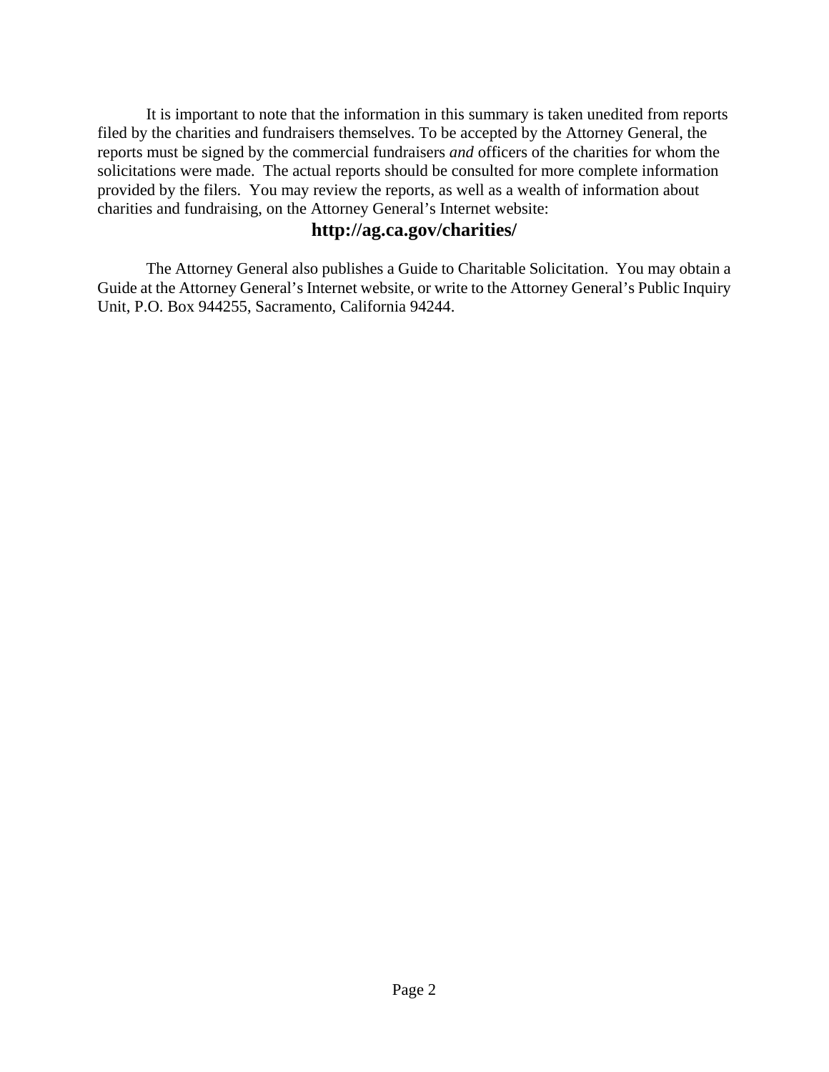It is important to note that the information in this summary is taken unedited from reports filed by the charities and fundraisers themselves. To be accepted by the Attorney General, the reports must be signed by the commercial fundraisers *and* officers of the charities for whom the solicitations were made. The actual reports should be consulted for more complete information provided by the filers. You may review the reports, as well as a wealth of information about charities and fundraising, on the Attorney General's Internet website:

**http://ag.ca.gov/charities/**

The Attorney General also publishes a Guide to Charitable Solicitation. You may obtain a Guide at the Attorney General's Internet website, or write to the Attorney General's Public Inquiry Unit, P.O. Box 944255, Sacramento, California 94244.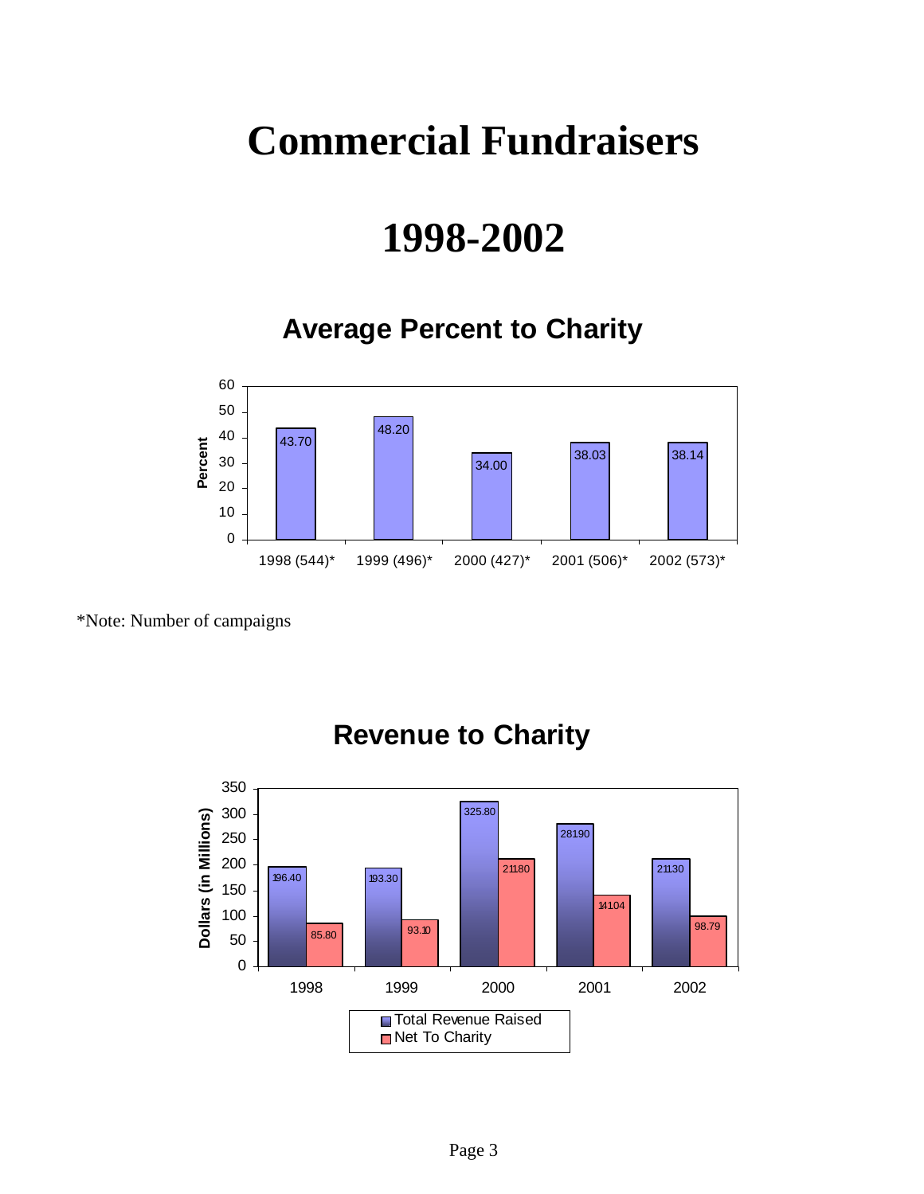# Commercial Fundraisers

# 1998-2002

## Average Percent to Charity

Percent

60
50
40
30
20
10
0

43.70
48.20
34.00
38.03
38.14

1998 (544)* 1999 (496)* 2000 (427)* 2001 (506)* 2002 (573)*

*Note: Number of campaigns

## Revenue to Charity

Dollars (in Millions)

350
300
250
200
150
100
50
0

196.40
85.80
193.30
93.10
325.80
211.80
281.90
141.04
211.30
98.79

1998 1999 2000 2001 2002

Total Revenue Raised
Net To Charity